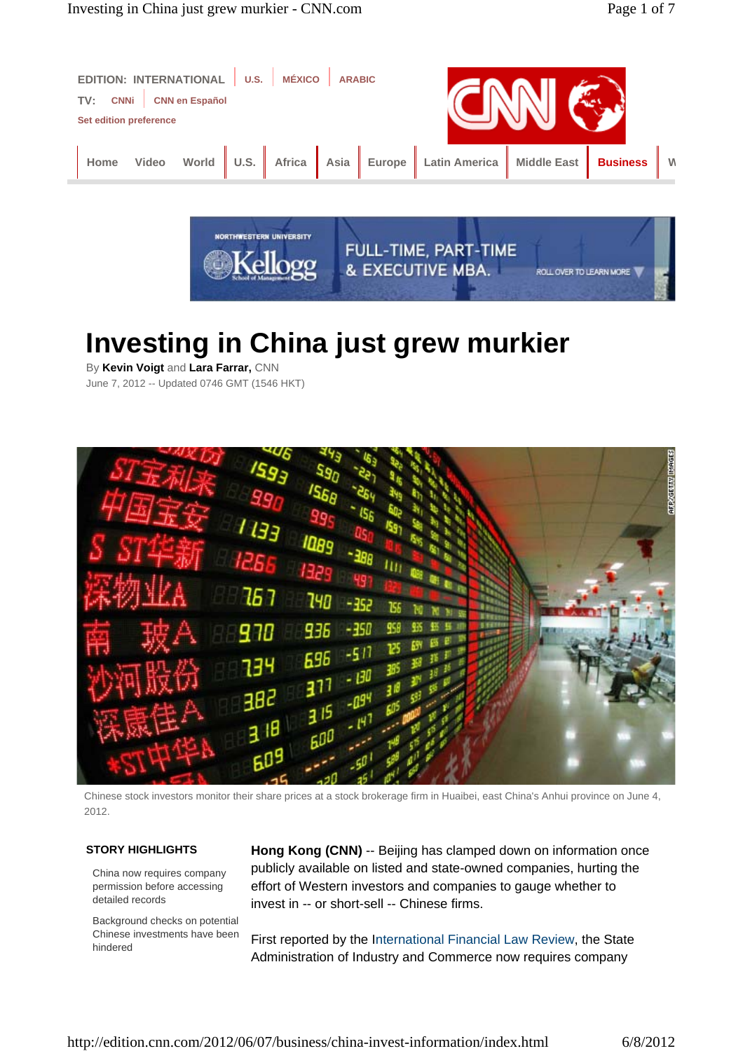EDITION: INTERNATIONAL | U.S. | MÉXICO | ARABIC

TV: CNNi | CNN en Español

Set edition preference

Home Video World | U.S. | Africa | Asia | Europe | Latin America | Middle East | Business | W

# Investing in China just grew murkier

By **Kevin Voigt** and **Lara Farrar,** CNN
June 7, 2012 -- Updated 0746 GMT (1546 HKT)

Chinese stock investors monitor their share prices at a stock brokerage firm in Huaibei, east China's Anhui province on June 4, 2012.

**STORY HIGHLIGHTS**

- China now requires company permission before accessing detailed records
- Background checks on potential Chinese investments have been hindered

**Hong Kong (CNN)** -- Beijing has clamped down on information once publicly available on listed and state-owned companies, hurting the effort of Western investors and companies to gauge whether to invest in -- or short-sell -- Chinese firms.

First reported by the International Financial Law Review, the State Administration of Industry and Commerce now requires company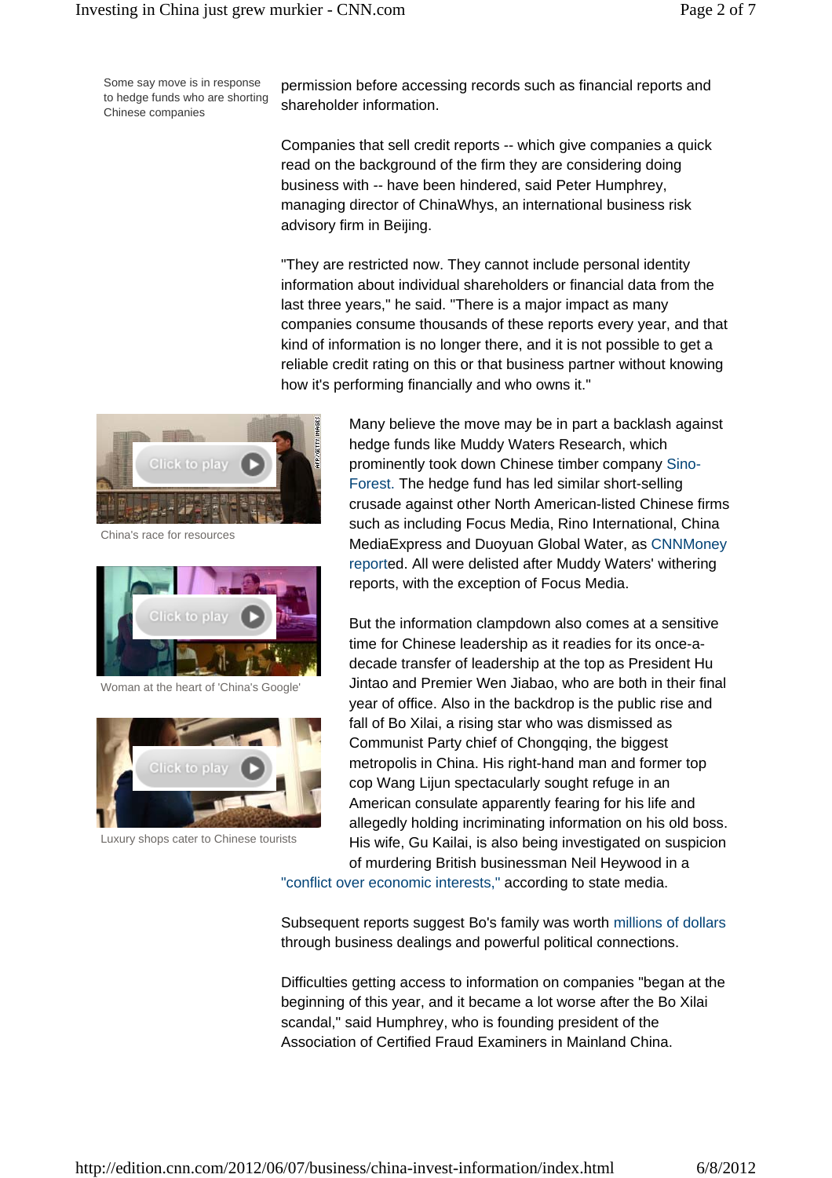Some say move is in response to hedge funds who are shorting Chinese companies

permission before accessing records such as financial reports and shareholder information.

Companies that sell credit reports -- which give companies a quick read on the background of the firm they are considering doing business with -- have been hindered, said Peter Humphrey, managing director of ChinaWhys, an international business risk advisory firm in Beijing.

"They are restricted now. They cannot include personal identity information about individual shareholders or financial data from the last three years," he said. "There is a major impact as many companies consume thousands of these reports every year, and that kind of information is no longer there, and it is not possible to get a reliable credit rating on this or that business partner without knowing how it's performing financially and who owns it."

China's race for resources

Woman at the heart of 'China's Google'

Luxury shops cater to Chinese tourists

Many believe the move may be in part a backlash against hedge funds like Muddy Waters Research, which prominently took down Chinese timber company Sino-Forest. The hedge fund has led similar short-selling crusade against other North American-listed Chinese firms such as including Focus Media, Rino International, China MediaExpress and Duoyuan Global Water, as CNNMoney reported. All were delisted after Muddy Waters' withering reports, with the exception of Focus Media.

But the information clampdown also comes at a sensitive time for Chinese leadership as it readies for its once-a-decade transfer of leadership at the top as President Hu Jintao and Premier Wen Jiabao, who are both in their final year of office. Also in the backdrop is the public rise and fall of Bo Xilai, a rising star who was dismissed as Communist Party chief of Chongqing, the biggest metropolis in China. His right-hand man and former top cop Wang Lijun spectacularly sought refuge in an American consulate apparently fearing for his life and allegedly holding incriminating information on his old boss. His wife, Gu Kailai, is also being investigated on suspicion of murdering British businessman Neil Heywood in a "conflict over economic interests," according to state media.

Subsequent reports suggest Bo's family was worth millions of dollars through business dealings and powerful political connections.

Difficulties getting access to information on companies "began at the beginning of this year, and it became a lot worse after the Bo Xilai scandal," said Humphrey, who is founding president of the Association of Certified Fraud Examiners in Mainland China.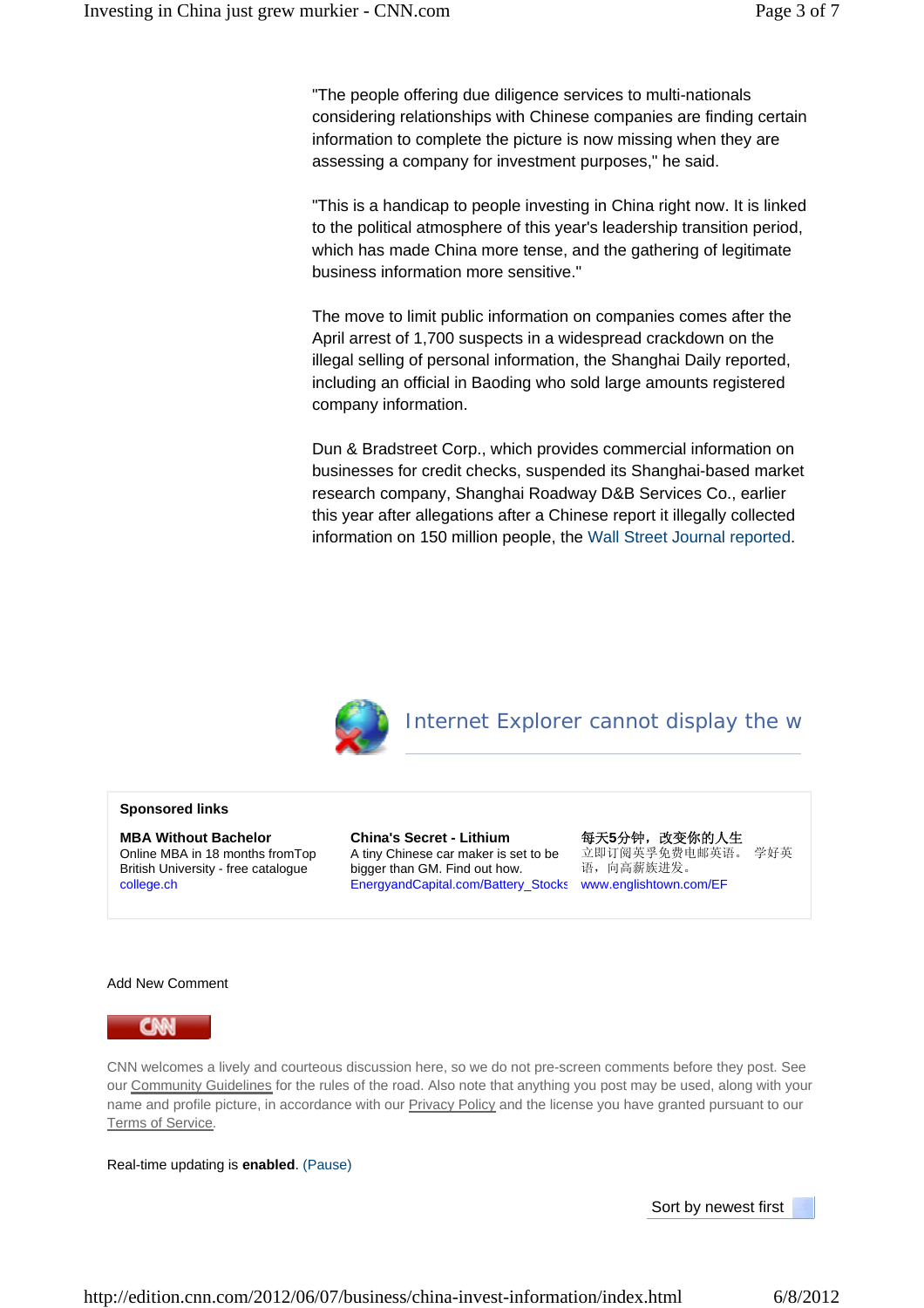"The people offering due diligence services to multi-nationals considering relationships with Chinese companies are finding certain information to complete the picture is now missing when they are assessing a company for investment purposes," he said.

"This is a handicap to people investing in China right now. It is linked to the political atmosphere of this year's leadership transition period, which has made China more tense, and the gathering of legitimate business information more sensitive."

The move to limit public information on companies comes after the April arrest of 1,700 suspects in a widespread crackdown on the illegal selling of personal information, the Shanghai Daily reported, including an official in Baoding who sold large amounts registered company information.

Dun & Bradstreet Corp., which provides commercial information on businesses for credit checks, suspended its Shanghai-based market research company, Shanghai Roadway D&B Services Co., earlier this year after allegations after a Chinese report it illegally collected information on 150 million people, the Wall Street Journal reported.

Internet Explorer cannot display the w

**Sponsored links**

**MBA Without Bachelor**
Online MBA in 18 months fromTop British University - free catalogue
college.ch

**China's Secret - Lithium**
A tiny Chinese car maker is set to be bigger than GM. Find out how.
EnergyandCapital.com/Battery_Stocks

**每天5分钟，改变你的人生**
立即订阅英孚免费电邮英语。 学好英语，向高薪族进发。
www.englishtown.com/EF

Add New Comment

CNN welcomes a lively and courteous discussion here, so we do not pre-screen comments before they post. See our Community Guidelines for the rules of the road. Also note that anything you post may be used, along with your name and profile picture, in accordance with our Privacy Policy and the license you have granted pursuant to our Terms of Service.

Real-time updating is **enabled**. (Pause)

Sort by newest first